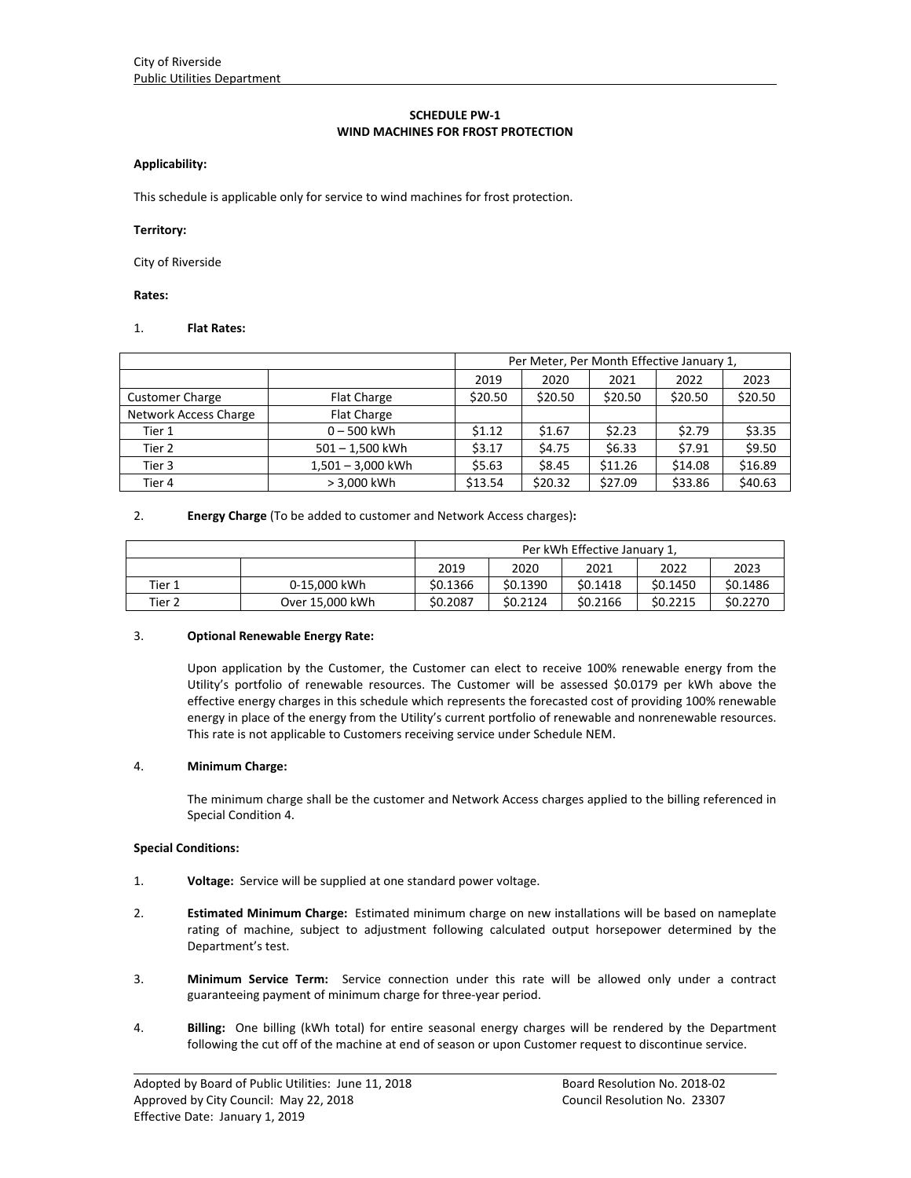City of Riverside
Public Utilities Department

## SCHEDULE PW-1
## WIND MACHINES FOR FROST PROTECTION

**Applicability:**

This schedule is applicable only for service to wind machines for frost protection.

**Territory:**

City of Riverside

**Rates:**

1. **Flat Rates:**

| | | Per Meter, Per Month Effective January 1, | | | | |
|---|---|---|---|---|---|---|
| | | 2019 | 2020 | 2021 | 2022 | 2023 |
| Customer Charge | Flat Charge | $20.50 | $20.50 | $20.50 | $20.50 | $20.50 |
| Network Access Charge | Flat Charge | | | | | |
| Tier 1 | 0 – 500 kWh | $1.12 | $1.67 | $2.23 | $2.79 | $3.35 |
| Tier 2 | 501 – 1,500 kWh | $3.17 | $4.75 | $6.33 | $7.91 | $9.50 |
| Tier 3 | 1,501 – 3,000 kWh | $5.63 | $8.45 | $11.26 | $14.08 | $16.89 |
| Tier 4 | > 3,000 kWh | $13.54 | $20.32 | $27.09 | $33.86 | $40.63 |

2. **Energy Charge** (To be added to customer and Network Access charges)**:**

| | | Per kWh Effective January 1, | | | | |
|---|---|---|---|---|---|---|
| | | 2019 | 2020 | 2021 | 2022 | 2023 |
| Tier 1 | 0-15,000 kWh | $0.1366 | $0.1390 | $0.1418 | $0.1450 | $0.1486 |
| Tier 2 | Over 15,000 kWh | $0.2087 | $0.2124 | $0.2166 | $0.2215 | $0.2270 |

3. **Optional Renewable Energy Rate:**

   Upon application by the Customer, the Customer can elect to receive 100% renewable energy from the Utility's portfolio of renewable resources. The Customer will be assessed $0.0179 per kWh above the effective energy charges in this schedule which represents the forecasted cost of providing 100% renewable energy in place of the energy from the Utility's current portfolio of renewable and nonrenewable resources. This rate is not applicable to Customers receiving service under Schedule NEM.

4. **Minimum Charge:**

   The minimum charge shall be the customer and Network Access charges applied to the billing referenced in Special Condition 4.

**Special Conditions:**

1. **Voltage:** Service will be supplied at one standard power voltage.

2. **Estimated Minimum Charge:** Estimated minimum charge on new installations will be based on nameplate rating of machine, subject to adjustment following calculated output horsepower determined by the Department's test.

3. **Minimum Service Term:** Service connection under this rate will be allowed only under a contract guaranteeing payment of minimum charge for three-year period.

4. **Billing:** One billing (kWh total) for entire seasonal energy charges will be rendered by the Department following the cut off of the machine at end of season or upon Customer request to discontinue service.

Adopted by Board of Public Utilities: June 11, 2018 | Board Resolution No. 2018-02
Approved by City Council: May 22, 2018 | Council Resolution No. 23307
Effective Date: January 1, 2019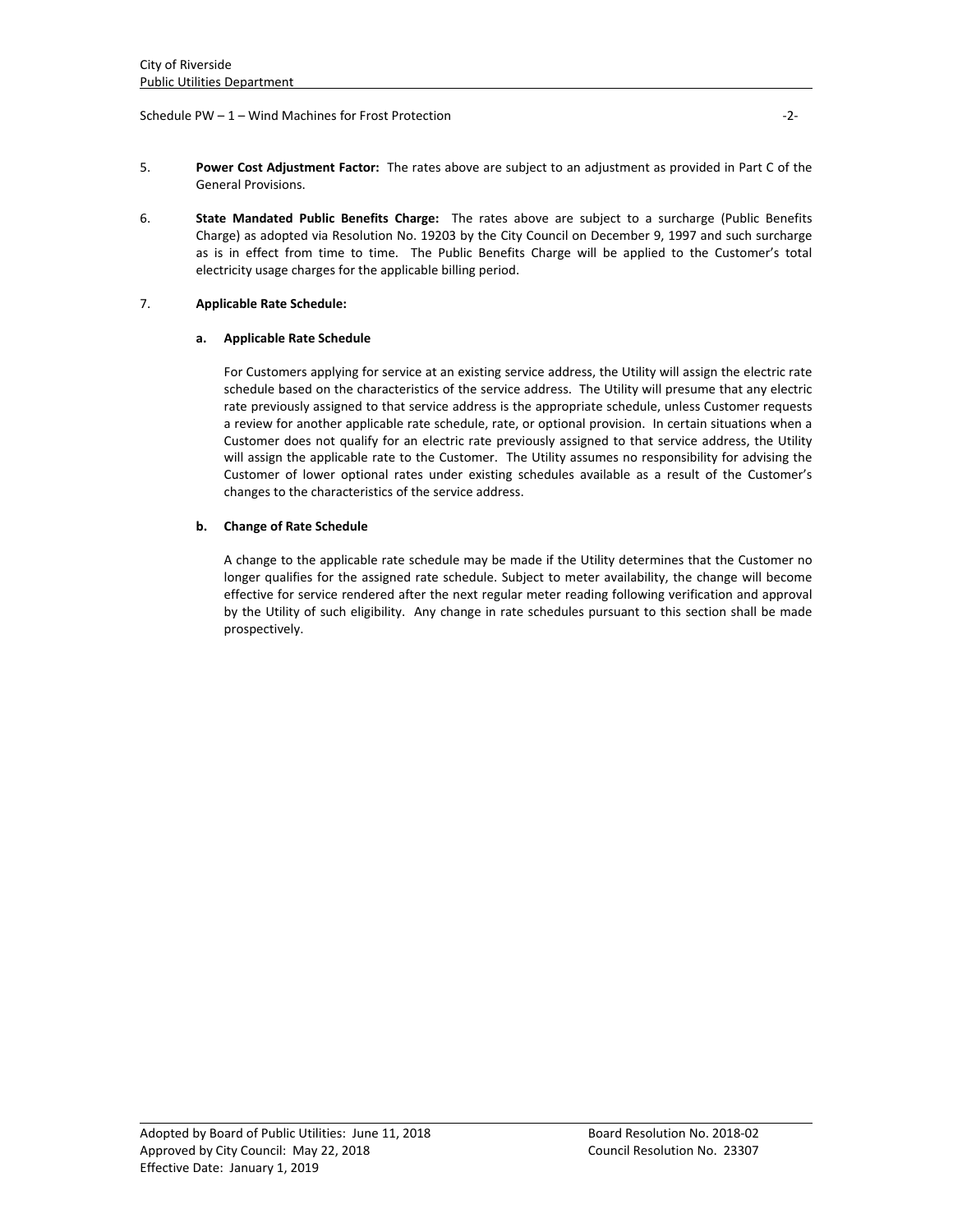5. **Power Cost Adjustment Factor:** The rates above are subject to an adjustment as provided in Part C of the General Provisions.

6. **State Mandated Public Benefits Charge:** The rates above are subject to a surcharge (Public Benefits Charge) as adopted via Resolution No. 19203 by the City Council on December 9, 1997 and such surcharge as is in effect from time to time. The Public Benefits Charge will be applied to the Customer's total electricity usage charges for the applicable billing period.

7. **Applicable Rate Schedule:**

   **a. Applicable Rate Schedule**

   For Customers applying for service at an existing service address, the Utility will assign the electric rate schedule based on the characteristics of the service address. The Utility will presume that any electric rate previously assigned to that service address is the appropriate schedule, unless Customer requests a review for another applicable rate schedule, rate, or optional provision. In certain situations when a Customer does not qualify for an electric rate previously assigned to that service address, the Utility will assign the applicable rate to the Customer. The Utility assumes no responsibility for advising the Customer of lower optional rates under existing schedules available as a result of the Customer's changes to the characteristics of the service address.

   **b. Change of Rate Schedule**

   A change to the applicable rate schedule may be made if the Utility determines that the Customer no longer qualifies for the assigned rate schedule. Subject to meter availability, the change will become effective for service rendered after the next regular meter reading following verification and approval by the Utility of such eligibility. Any change in rate schedules pursuant to this section shall be made prospectively.